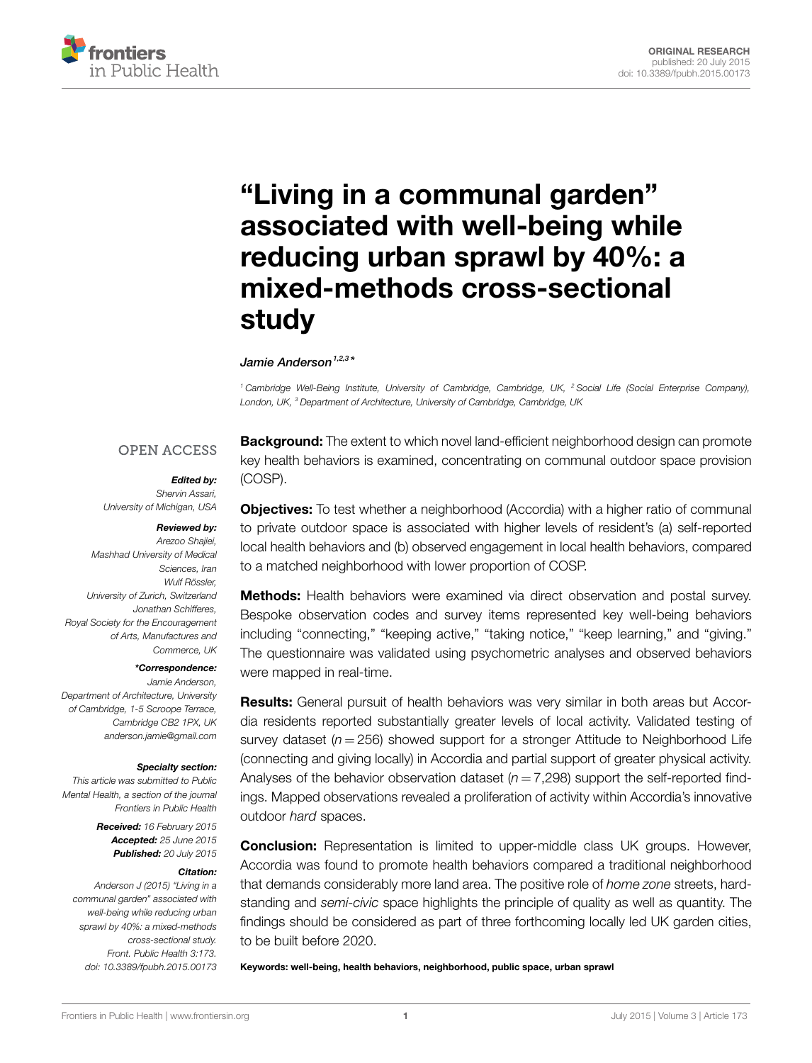ORIGINAL RESEARCH
published: 20 July 2015
doi: 10.3389/fpubh.2015.00173

# "Living in a communal garden" associated with well-being while reducing urban sprawl by 40%: a mixed-methods cross-sectional study

*Jamie Anderson*[1,2,3]*

[1] Cambridge Well-Being Institute, University of Cambridge, Cambridge, UK, [2] Social Life (Social Enterprise Company), London, UK, [3] Department of Architecture, University of Cambridge, Cambridge, UK

OPEN ACCESS

***Edited by:***
*Shervin Assari, University of Michigan, USA*

***Reviewed by:***
*Arezoo Shajiei, Mashhad University of Medical Sciences, Iran*
*Wulf Rössler, University of Zurich, Switzerland*
*Jonathan Schifferes, Royal Society for the Encouragement of Arts, Manufactures and Commerce, UK*

***\*Correspondence:***
*Jamie Anderson, Department of Architecture, University of Cambridge, 1-5 Scroope Terrace, Cambridge CB2 1PX, UK*
*anderson.jamie@gmail.com*

***Specialty section:***
*This article was submitted to Public Mental Health, a section of the journal Frontiers in Public Health*

***Received:*** *16 February 2015*
***Accepted:*** *25 June 2015*
***Published:*** *20 July 2015*

***Citation:***
*Anderson J (2015) "Living in a communal garden" associated with well-being while reducing urban sprawl by 40%: a mixed-methods cross-sectional study. Front. Public Health 3:173. doi: 10.3389/fpubh.2015.00173*

**Background:** The extent to which novel land-efficient neighborhood design can promote key health behaviors is examined, concentrating on communal outdoor space provision (COSP).

**Objectives:** To test whether a neighborhood (Accordia) with a higher ratio of communal to private outdoor space is associated with higher levels of resident's (a) self-reported local health behaviors and (b) observed engagement in local health behaviors, compared to a matched neighborhood with lower proportion of COSP.

**Methods:** Health behaviors were examined via direct observation and postal survey. Bespoke observation codes and survey items represented key well-being behaviors including "connecting," "keeping active," "taking notice," "keep learning," and "giving." The questionnaire was validated using psychometric analyses and observed behaviors were mapped in real-time.

**Results:** General pursuit of health behaviors was very similar in both areas but Accordia residents reported substantially greater levels of local activity. Validated testing of survey dataset ($n = 256$) showed support for a stronger Attitude to Neighborhood Life (connecting and giving locally) in Accordia and partial support of greater physical activity. Analyses of the behavior observation dataset ($n = 7{,}298$) support the self-reported findings. Mapped observations revealed a proliferation of activity within Accordia's innovative outdoor *hard* spaces.

**Conclusion:** Representation is limited to upper-middle class UK groups. However, Accordia was found to promote health behaviors compared a traditional neighborhood that demands considerably more land area. The positive role of *home zone* streets, hard-standing and *semi-civic* space highlights the principle of quality as well as quantity. The findings should be considered as part of three forthcoming locally led UK garden cities, to be built before 2020.

**Keywords: well-being, health behaviors, neighborhood, public space, urban sprawl**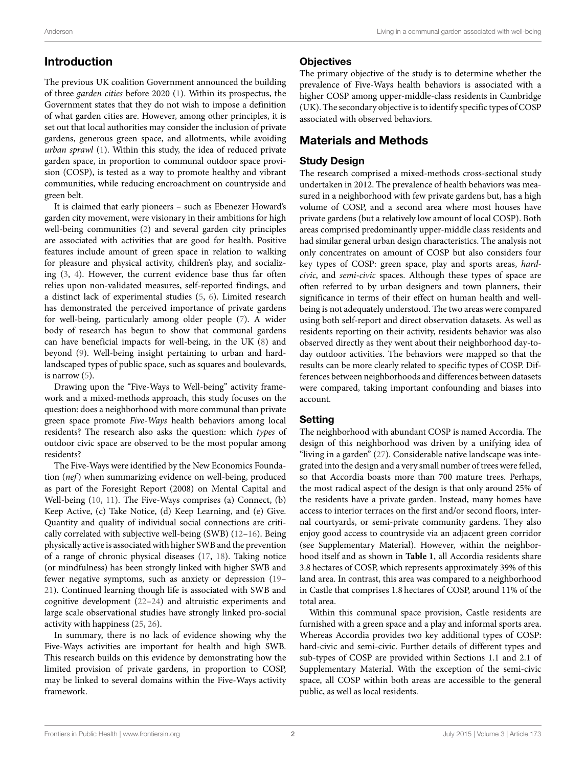## Introduction

The previous UK coalition Government announced the building of three *garden cities* before 2020 (1). Within its prospectus, the Government states that they do not wish to impose a definition of what garden cities are. However, among other principles, it is set out that local authorities may consider the inclusion of private gardens, generous green space, and allotments, while avoiding *urban sprawl* (1). Within this study, the idea of reduced private garden space, in proportion to communal outdoor space provision (COSP), is tested as a way to promote healthy and vibrant communities, while reducing encroachment on countryside and green belt.

It is claimed that early pioneers – such as Ebenezer Howard's garden city movement, were visionary in their ambitions for high well-being communities (2) and several garden city principles are associated with activities that are good for health. Positive features include amount of green space in relation to walking for pleasure and physical activity, children's play, and socializing (3, 4). However, the current evidence base thus far often relies upon non-validated measures, self-reported findings, and a distinct lack of experimental studies (5, 6). Limited research has demonstrated the perceived importance of private gardens for well-being, particularly among older people (7). A wider body of research has begun to show that communal gardens can have beneficial impacts for well-being, in the UK (8) and beyond (9). Well-being insight pertaining to urban and hard-landscaped types of public space, such as squares and boulevards, is narrow (5).

Drawing upon the "Five-Ways to Well-being" activity framework and a mixed-methods approach, this study focuses on the question: does a neighborhood with more communal than private green space promote *Five-Ways* health behaviors among local residents? The research also asks the question: which *types* of outdoor civic space are observed to be the most popular among residents?

The Five-Ways were identified by the New Economics Foundation (*nef*) when summarizing evidence on well-being, produced as part of the Foresight Report (2008) on Mental Capital and Well-being (10, 11). The Five-Ways comprises (a) Connect, (b) Keep Active, (c) Take Notice, (d) Keep Learning, and (e) Give. Quantity and quality of individual social connections are critically correlated with subjective well-being (SWB) (12–16). Being physically active is associated with higher SWB and the prevention of a range of chronic physical diseases (17, 18). Taking notice (or mindfulness) has been strongly linked with higher SWB and fewer negative symptoms, such as anxiety or depression (19–21). Continued learning though life is associated with SWB and cognitive development (22–24) and altruistic experiments and large scale observational studies have strongly linked pro-social activity with happiness (25, 26).

In summary, there is no lack of evidence showing why the Five-Ways activities are important for health and high SWB. This research builds on this evidence by demonstrating how the limited provision of private gardens, in proportion to COSP, may be linked to several domains within the Five-Ways activity framework.

### Objectives

The primary objective of the study is to determine whether the prevalence of Five-Ways health behaviors is associated with a higher COSP among upper-middle-class residents in Cambridge (UK). The secondary objective is to identify specific types of COSP associated with observed behaviors.

## Materials and Methods

### Study Design

The research comprised a mixed-methods cross-sectional study undertaken in 2012. The prevalence of health behaviors was measured in a neighborhood with few private gardens but, has a high volume of COSP, and a second area where most houses have private gardens (but a relatively low amount of local COSP). Both areas comprised predominantly upper-middle class residents and had similar general urban design characteristics. The analysis not only concentrates on amount of COSP but also considers four key types of COSP: green space, play and sports areas, *hard-civic*, and *semi-civic* spaces. Although these types of space are often referred to by urban designers and town planners, their significance in terms of their effect on human health and well-being is not adequately understood. The two areas were compared using both self-report and direct observation datasets. As well as residents reporting on their activity, residents behavior was also observed directly as they went about their neighborhood day-to-day outdoor activities. The behaviors were mapped so that the results can be more clearly related to specific types of COSP. Differences between neighborhoods and differences between datasets were compared, taking important confounding and biases into account.

### Setting

The neighborhood with abundant COSP is named Accordia. The design of this neighborhood was driven by a unifying idea of "living in a garden" (27). Considerable native landscape was integrated into the design and a very small number of trees were felled, so that Accordia boasts more than 700 mature trees. Perhaps, the most radical aspect of the design is that only around 25% of the residents have a private garden. Instead, many homes have access to interior terraces on the first and/or second floors, internal courtyards, or semi-private community gardens. They also enjoy good access to countryside via an adjacent green corridor (see Supplementary Material). However, within the neighborhood itself and as shown in **Table 1**, all Accordia residents share 3.8 hectares of COSP, which represents approximately 39% of this land area. In contrast, this area was compared to a neighborhood in Castle that comprises 1.8 hectares of COSP, around 11% of the total area.

Within this communal space provision, Castle residents are furnished with a green space and a play and informal sports area. Whereas Accordia provides two key additional types of COSP: hard-civic and semi-civic. Further details of different types and sub-types of COSP are provided within Sections 1.1 and 2.1 of Supplementary Material. With the exception of the semi-civic space, all COSP within both areas are accessible to the general public, as well as local residents.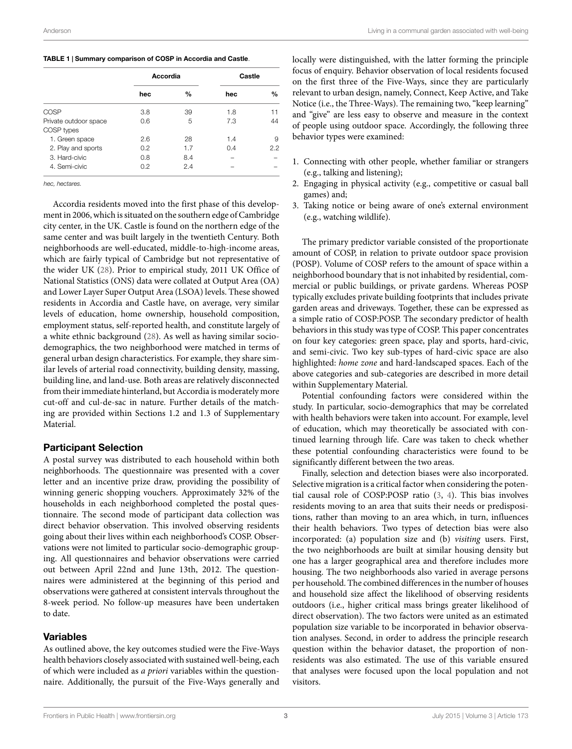**TABLE 1 | Summary comparison of COSP in Accordia and Castle.**

| | Accordia | | Castle | |
|---|---|---|---|---|
| | hec | % | hec | % |
| COSP | 3.8 | 39 | 1.8 | 11 |
| Private outdoor space | 0.6 | 5 | 7.3 | 44 |
| COSP types | | | | |
| 1. Green space | 2.6 | 28 | 1.4 | 9 |
| 2. Play and sports | 0.2 | 1.7 | 0.4 | 2.2 |
| 3. Hard-civic | 0.8 | 8.4 | – | – |
| 4. Semi-civic | 0.2 | 2.4 | – | – |

*hec, hectares.*

Accordia residents moved into the first phase of this development in 2006, which is situated on the southern edge of Cambridge city center, in the UK. Castle is found on the northern edge of the same center and was built largely in the twentieth Century. Both neighborhoods are well-educated, middle-to-high-income areas, which are fairly typical of Cambridge but not representative of the wider UK (28). Prior to empirical study, 2011 UK Office of National Statistics (ONS) data were collated at Output Area (OA) and Lower Layer Super Output Area (LSOA) levels. These showed residents in Accordia and Castle have, on average, very similar levels of education, home ownership, household composition, employment status, self-reported health, and constitute largely of a white ethnic background (28). As well as having similar socio-demographics, the two neighborhood were matched in terms of general urban design characteristics. For example, they share similar levels of arterial road connectivity, building density, massing, building line, and land-use. Both areas are relatively disconnected from their immediate hinterland, but Accordia is moderately more cut-off and cul-de-sac in nature. Further details of the matching are provided within Sections 1.2 and 1.3 of Supplementary Material.

## Participant Selection

A postal survey was distributed to each household within both neighborhoods. The questionnaire was presented with a cover letter and an incentive prize draw, providing the possibility of winning generic shopping vouchers. Approximately 32% of the households in each neighborhood completed the postal questionnaire. The second mode of participant data collection was direct behavior observation. This involved observing residents going about their lives within each neighborhood's COSP. Observations were not limited to particular socio-demographic grouping. All questionnaires and behavior observations were carried out between April 22nd and June 13th, 2012. The questionnaires were administered at the beginning of this period and observations were gathered at consistent intervals throughout the 8-week period. No follow-up measures have been undertaken to date.

## Variables

As outlined above, the key outcomes studied were the Five-Ways health behaviors closely associated with sustained well-being, each of which were included as *a priori* variables within the questionnaire. Additionally, the pursuit of the Five-Ways generally and locally were distinguished, with the latter forming the principle focus of enquiry. Behavior observation of local residents focused on the first three of the Five-Ways, since they are particularly relevant to urban design, namely, Connect, Keep Active, and Take Notice (i.e., the Three-Ways). The remaining two, "keep learning" and "give" are less easy to observe and measure in the context of people using outdoor space. Accordingly, the following three behavior types were examined:

1. Connecting with other people, whether familiar or strangers (e.g., talking and listening);
2. Engaging in physical activity (e.g., competitive or casual ball games) and;
3. Taking notice or being aware of one's external environment (e.g., watching wildlife).

The primary predictor variable consisted of the proportionate amount of COSP, in relation to private outdoor space provision (POSP). Volume of COSP refers to the amount of space within a neighborhood boundary that is not inhabited by residential, commercial or public buildings, or private gardens. Whereas POSP typically excludes private building footprints that includes private garden areas and driveways. Together, these can be expressed as a simple ratio of COSP:POSP. The secondary predictor of health behaviors in this study was type of COSP. This paper concentrates on four key categories: green space, play and sports, hard-civic, and semi-civic. Two key sub-types of hard-civic space are also highlighted: *home zone* and hard-landscaped spaces. Each of the above categories and sub-categories are described in more detail within Supplementary Material.

Potential confounding factors were considered within the study. In particular, socio-demographics that may be correlated with health behaviors were taken into account. For example, level of education, which may theoretically be associated with continued learning through life. Care was taken to check whether these potential confounding characteristics were found to be significantly different between the two areas.

Finally, selection and detection biases were also incorporated. Selective migration is a critical factor when considering the potential causal role of COSP:POSP ratio (3, 4). This bias involves residents moving to an area that suits their needs or predispositions, rather than moving to an area which, in turn, influences their health behaviors. Two types of detection bias were also incorporated: (a) population size and (b) *visiting* users. First, the two neighborhoods are built at similar housing density but one has a larger geographical area and therefore includes more housing. The two neighborhoods also varied in average persons per household. The combined differences in the number of houses and household size affect the likelihood of observing residents outdoors (i.e., higher critical mass brings greater likelihood of direct observation). The two factors were united as an estimated population size variable to be incorporated in behavior observation analyses. Second, in order to address the principle research question within the behavior dataset, the proportion of non-residents was also estimated. The use of this variable ensured that analyses were focused upon the local population and not visitors.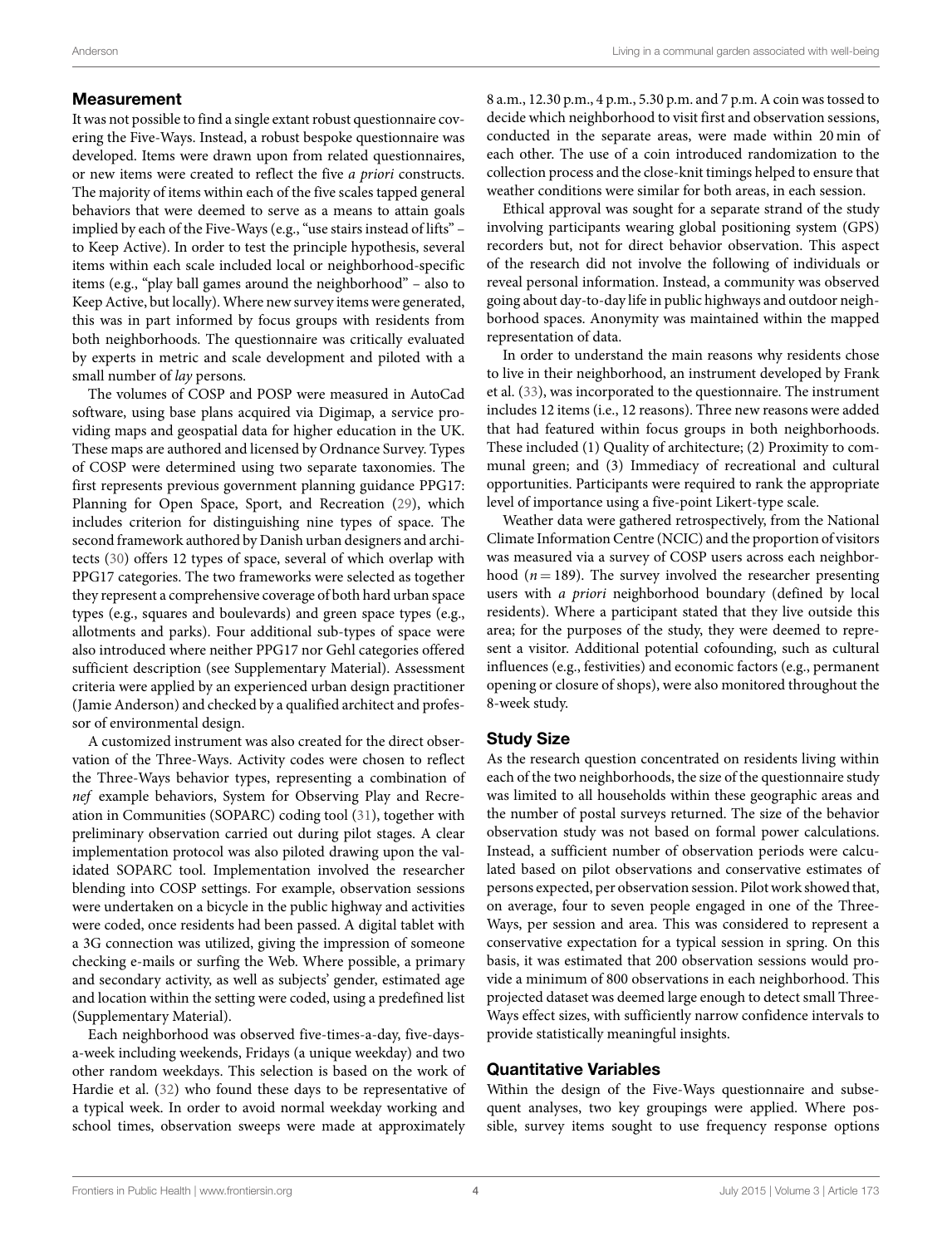## Measurement

It was not possible to find a single extant robust questionnaire covering the Five-Ways. Instead, a robust bespoke questionnaire was developed. Items were drawn upon from related questionnaires, or new items were created to reflect the five *a priori* constructs. The majority of items within each of the five scales tapped general behaviors that were deemed to serve as a means to attain goals implied by each of the Five-Ways (e.g., "use stairs instead of lifts" – to Keep Active). In order to test the principle hypothesis, several items within each scale included local or neighborhood-specific items (e.g., "play ball games around the neighborhood" – also to Keep Active, but locally). Where new survey items were generated, this was in part informed by focus groups with residents from both neighborhoods. The questionnaire was critically evaluated by experts in metric and scale development and piloted with a small number of *lay* persons.

The volumes of COSP and POSP were measured in AutoCad software, using base plans acquired via Digimap, a service providing maps and geospatial data for higher education in the UK. These maps are authored and licensed by Ordnance Survey. Types of COSP were determined using two separate taxonomies. The first represents previous government planning guidance PPG17: Planning for Open Space, Sport, and Recreation (29), which includes criterion for distinguishing nine types of space. The second framework authored by Danish urban designers and architects (30) offers 12 types of space, several of which overlap with PPG17 categories. The two frameworks were selected as together they represent a comprehensive coverage of both hard urban space types (e.g., squares and boulevards) and green space types (e.g., allotments and parks). Four additional sub-types of space were also introduced where neither PPG17 nor Gehl categories offered sufficient description (see Supplementary Material). Assessment criteria were applied by an experienced urban design practitioner (Jamie Anderson) and checked by a qualified architect and professor of environmental design.

A customized instrument was also created for the direct observation of the Three-Ways. Activity codes were chosen to reflect the Three-Ways behavior types, representing a combination of *nef* example behaviors, System for Observing Play and Recreation in Communities (SOPARC) coding tool (31), together with preliminary observation carried out during pilot stages. A clear implementation protocol was also piloted drawing upon the validated SOPARC tool. Implementation involved the researcher blending into COSP settings. For example, observation sessions were undertaken on a bicycle in the public highway and activities were coded, once residents had been passed. A digital tablet with a 3G connection was utilized, giving the impression of someone checking e-mails or surfing the Web. Where possible, a primary and secondary activity, as well as subjects' gender, estimated age and location within the setting were coded, using a predefined list (Supplementary Material).

Each neighborhood was observed five-times-a-day, five-days-a-week including weekends, Fridays (a unique weekday) and two other random weekdays. This selection is based on the work of Hardie et al. (32) who found these days to be representative of a typical week. In order to avoid normal weekday working and school times, observation sweeps were made at approximately 8 a.m., 12.30 p.m., 4 p.m., 5.30 p.m. and 7 p.m. A coin was tossed to decide which neighborhood to visit first and observation sessions, conducted in the separate areas, were made within 20 min of each other. The use of a coin introduced randomization to the collection process and the close-knit timings helped to ensure that weather conditions were similar for both areas, in each session.

Ethical approval was sought for a separate strand of the study involving participants wearing global positioning system (GPS) recorders but, not for direct behavior observation. This aspect of the research did not involve the following of individuals or reveal personal information. Instead, a community was observed going about day-to-day life in public highways and outdoor neighborhood spaces. Anonymity was maintained within the mapped representation of data.

In order to understand the main reasons why residents chose to live in their neighborhood, an instrument developed by Frank et al. (33), was incorporated to the questionnaire. The instrument includes 12 items (i.e., 12 reasons). Three new reasons were added that had featured within focus groups in both neighborhoods. These included (1) Quality of architecture; (2) Proximity to communal green; and (3) Immediacy of recreational and cultural opportunities. Participants were required to rank the appropriate level of importance using a five-point Likert-type scale.

Weather data were gathered retrospectively, from the National Climate Information Centre (NCIC) and the proportion of visitors was measured via a survey of COSP users across each neighborhood ($n = 189$). The survey involved the researcher presenting users with *a priori* neighborhood boundary (defined by local residents). Where a participant stated that they live outside this area; for the purposes of the study, they were deemed to represent a visitor. Additional potential cofounding, such as cultural influences (e.g., festivities) and economic factors (e.g., permanent opening or closure of shops), were also monitored throughout the 8-week study.

## Study Size

As the research question concentrated on residents living within each of the two neighborhoods, the size of the questionnaire study was limited to all households within these geographic areas and the number of postal surveys returned. The size of the behavior observation study was not based on formal power calculations. Instead, a sufficient number of observation periods were calculated based on pilot observations and conservative estimates of persons expected, per observation session. Pilot work showed that, on average, four to seven people engaged in one of the Three-Ways, per session and area. This was considered to represent a conservative expectation for a typical session in spring. On this basis, it was estimated that 200 observation sessions would provide a minimum of 800 observations in each neighborhood. This projected dataset was deemed large enough to detect small Three-Ways effect sizes, with sufficiently narrow confidence intervals to provide statistically meaningful insights.

## Quantitative Variables

Within the design of the Five-Ways questionnaire and subsequent analyses, two key groupings were applied. Where possible, survey items sought to use frequency response options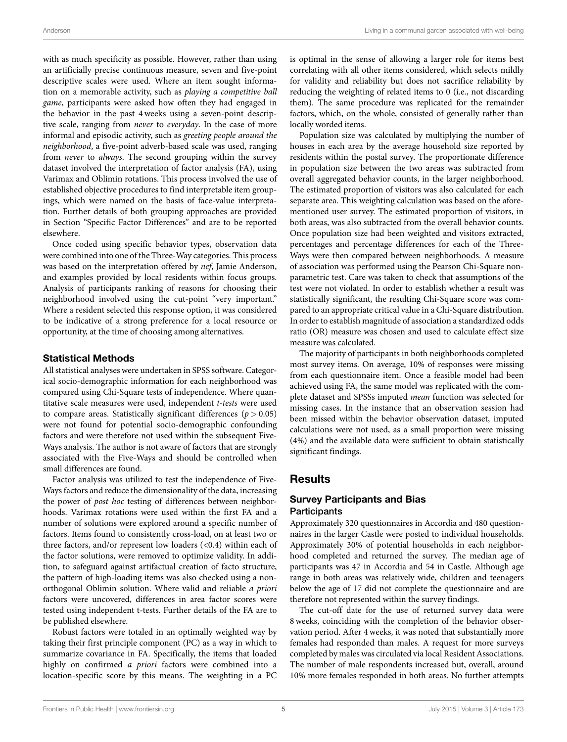with as much specificity as possible. However, rather than using an artificially precise continuous measure, seven and five-point descriptive scales were used. Where an item sought information on a memorable activity, such as *playing a competitive ball game*, participants were asked how often they had engaged in the behavior in the past 4 weeks using a seven-point descriptive scale, ranging from *never* to *everyday*. In the case of more informal and episodic activity, such as *greeting people around the neighborhood*, a five-point adverb-based scale was used, ranging from *never* to *always*. The second grouping within the survey dataset involved the interpretation of factor analysis (FA), using Varimax and Oblimin rotations. This process involved the use of established objective procedures to find interpretable item groupings, which were named on the basis of face-value interpretation. Further details of both grouping approaches are provided in Section "Specific Factor Differences" and are to be reported elsewhere.

Once coded using specific behavior types, observation data were combined into one of the Three-Way categories. This process was based on the interpretation offered by *nef*, Jamie Anderson, and examples provided by local residents within focus groups. Analysis of participants ranking of reasons for choosing their neighborhood involved using the cut-point "very important." Where a resident selected this response option, it was considered to be indicative of a strong preference for a local resource or opportunity, at the time of choosing among alternatives.

### Statistical Methods

All statistical analyses were undertaken in SPSS software. Categorical socio-demographic information for each neighborhood was compared using Chi-Square tests of independence. Where quantitative scale measures were used, independent *t-tests* were used to compare areas. Statistically significant differences ($p > 0.05$) were not found for potential socio-demographic confounding factors and were therefore not used within the subsequent Five-Ways analysis. The author is not aware of factors that are strongly associated with the Five-Ways and should be controlled when small differences are found.

Factor analysis was utilized to test the independence of Five-Ways factors and reduce the dimensionality of the data, increasing the power of *post hoc* testing of differences between neighborhoods. Varimax rotations were used within the first FA and a number of solutions were explored around a specific number of factors. Items found to consistently cross-load, on at least two or three factors, and/or represent low loaders (<0.4) within each of the factor solutions, were removed to optimize validity. In addition, to safeguard against artifactual creation of facto structure, the pattern of high-loading items was also checked using a non-orthogonal Oblimin solution. Where valid and reliable *a priori* factors were uncovered, differences in area factor scores were tested using independent t-tests. Further details of the FA are to be published elsewhere.

Robust factors were totaled in an optimally weighted way by taking their first principle component (PC) as a way in which to summarize covariance in FA. Specifically, the items that loaded highly on confirmed *a priori* factors were combined into a location-specific score by this means. The weighting in a PC is optimal in the sense of allowing a larger role for items best correlating with all other items considered, which selects mildly for validity and reliability but does not sacrifice reliability by reducing the weighting of related items to 0 (i.e., not discarding them). The same procedure was replicated for the remainder factors, which, on the whole, consisted of generally rather than locally worded items.

Population size was calculated by multiplying the number of houses in each area by the average household size reported by residents within the postal survey. The proportionate difference in population size between the two areas was subtracted from overall aggregated behavior counts, in the larger neighborhood. The estimated proportion of visitors was also calculated for each separate area. This weighting calculation was based on the aforementioned user survey. The estimated proportion of visitors, in both areas, was also subtracted from the overall behavior counts. Once population size had been weighted and visitors extracted, percentages and percentage differences for each of the Three-Ways were then compared between neighborhoods. A measure of association was performed using the Pearson Chi-Square non-parametric test. Care was taken to check that assumptions of the test were not violated. In order to establish whether a result was statistically significant, the resulting Chi-Square score was compared to an appropriate critical value in a Chi-Square distribution. In order to establish magnitude of association a standardized odds ratio (OR) measure was chosen and used to calculate effect size measure was calculated.

The majority of participants in both neighborhoods completed most survey items. On average, 10% of responses were missing from each questionnaire item. Once a feasible model had been achieved using FA, the same model was replicated with the complete dataset and SPSSs imputed *mean* function was selected for missing cases. In the instance that an observation session had been missed within the behavior observation dataset, imputed calculations were not used, as a small proportion were missing (4%) and the available data were sufficient to obtain statistically significant findings.

## Results

### Survey Participants and Bias

#### Participants

Approximately 320 questionnaires in Accordia and 480 questionnaires in the larger Castle were posted to individual households. Approximately 30% of potential households in each neighborhood completed and returned the survey. The median age of participants was 47 in Accordia and 54 in Castle. Although age range in both areas was relatively wide, children and teenagers below the age of 17 did not complete the questionnaire and are therefore not represented within the survey findings.

The cut-off date for the use of returned survey data were 8 weeks, coinciding with the completion of the behavior observation period. After 4 weeks, it was noted that substantially more females had responded than males. A request for more surveys completed by males was circulated via local Resident Associations. The number of male respondents increased but, overall, around 10% more females responded in both areas. No further attempts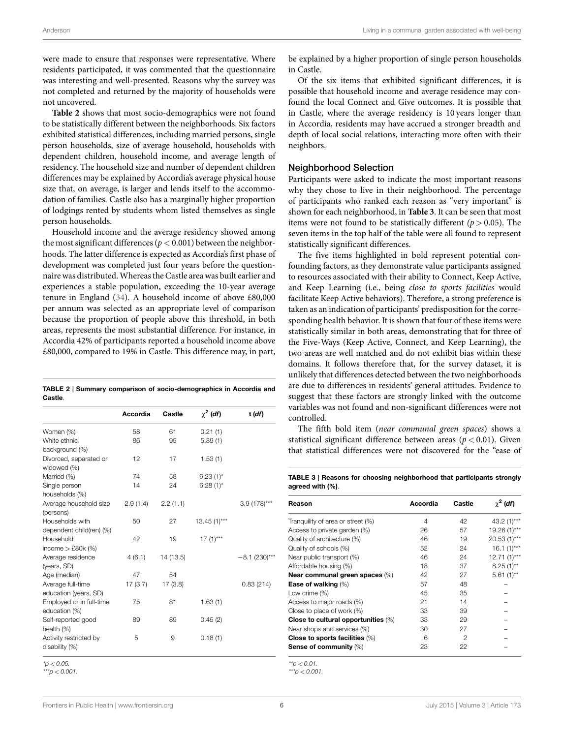were made to ensure that responses were representative. Where residents participated, it was commented that the questionnaire was interesting and well-presented. Reasons why the survey was not completed and returned by the majority of households were not uncovered.

**Table 2** shows that most socio-demographics were not found to be statistically different between the neighborhoods. Six factors exhibited statistical differences, including married persons, single person households, size of average household, households with dependent children, household income, and average length of residency. The household size and number of dependent children differences may be explained by Accordia's average physical house size that, on average, is larger and lends itself to the accommodation of families. Castle also has a marginally higher proportion of lodgings rented by students whom listed themselves as single person households.

Household income and the average residency showed among the most significant differences ($p < 0.001$) between the neighborhoods. The latter difference is expected as Accordia's first phase of development was completed just four years before the questionnaire was distributed. Whereas the Castle area was built earlier and experiences a stable population, exceeding the 10-year average tenure in England (34). A household income of above £80,000 per annum was selected as an appropriate level of comparison because the proportion of people above this threshold, in both areas, represents the most substantial difference. For instance, in Accordia 42% of participants reported a household income above £80,000, compared to 19% in Castle. This difference may, in part, be explained by a higher proportion of single person households in Castle.

**TABLE 2 | Summary comparison of socio-demographics in Accordia and Castle.**

| | Accordia | Castle | $\chi^2$ (*df*) | t (*df*) |
|---|---|---|---|---|
| Women (%) | 58 | 61 | 0.21 (1) | |
| White ethnic background (%) | 86 | 95 | 5.89 (1) | |
| Divorced, separated or widowed (%) | 12 | 17 | 1.53 (1) | |
| Married (%) | 74 | 58 | 6.23 (1)* | |
| Single person households (%) | 14 | 24 | 6.28 (1)* | |
| Average household size (persons) | 2.9 (1.4) | 2.2 (1.1) | | 3.9 (178)*** |
| Households with dependent child(ren) (%) | 50 | 27 | 13.45 (1)*** | |
| Household income > £80k (%) | 42 | 19 | 17 (1)*** | |
| Average residence (years, SD) | 4 (6.1) | 14 (13.5) | | −8.1 (230)*** |
| Age (median) | 47 | 54 | | |
| Average full-time education (years, SD) | 17 (3.7) | 17 (3.8) | | 0.83 (214) |
| Employed or in full-time education (%) | 75 | 81 | 1.63 (1) | |
| Self-reported good health (%) | 89 | 89 | 0.45 (2) | |
| Activity restricted by disability (%) | 5 | 9 | 0.18 (1) | |

*$p < 0.05$.
***$p < 0.001$.

Of the six items that exhibited significant differences, it is possible that household income and average residence may confound the local Connect and Give outcomes. It is possible that in Castle, where the average residency is 10 years longer than in Accordia, residents may have accrued a stronger breadth and depth of local social relations, interacting more often with their neighbors.

## Neighborhood Selection

Participants were asked to indicate the most important reasons why they chose to live in their neighborhood. The percentage of participants who ranked each reason as "very important" is shown for each neighborhood, in **Table 3**. It can be seen that most items were not found to be statistically different ($p > 0.05$). The seven items in the top half of the table were all found to represent statistically significant differences.

The five items highlighted in bold represent potential confounding factors, as they demonstrate value participants assigned to resources associated with their ability to Connect, Keep Active, and Keep Learning (i.e., being *close to sports facilities* would facilitate Keep Active behaviors). Therefore, a strong preference is taken as an indication of participants' predisposition for the corresponding health behavior. It is shown that four of these items were statistically similar in both areas, demonstrating that for three of the Five-Ways (Keep Active, Connect, and Keep Learning), the two areas are well matched and do not exhibit bias within these domains. It follows therefore that, for the survey dataset, it is unlikely that differences detected between the two neighborhoods are due to differences in residents' general attitudes. Evidence to suggest that these factors are strongly linked with the outcome variables was not found and non-significant differences were not controlled.

The fifth bold item (*near communal green spaces*) shows a statistical significant difference between areas ($p < 0.01$). Given that statistical differences were not discovered for the "ease of

**TABLE 3 | Reasons for choosing neighborhood that participants strongly agreed with (%).**

| Reason | Accordia | Castle | $\chi^2$ (*df*) |
|---|---|---|---|
| Tranquility of area or street (%) | 4 | 42 | 43.2 (1)*** |
| Access to private garden (%) | 26 | 57 | 19.26 (1)*** |
| Quality of architecture (%) | 46 | 19 | 20.53 (1)*** |
| Quality of schools (%) | 52 | 24 | 16.1 (1)*** |
| Near public transport (%) | 46 | 24 | 12.71 (1)*** |
| Affordable housing (%) | 18 | 37 | 8.25 (1)** |
| **Near communal green spaces** (%) | 42 | 27 | 5.61 (1)** |
| **Ease of walking** (%) | 57 | 48 | – |
| Low crime (%) | 45 | 35 | – |
| Access to major roads (%) | 21 | 14 | – |
| Close to place of work (%) | 33 | 39 | – |
| **Close to cultural opportunities** (%) | 33 | 29 | – |
| Near shops and services (%) | 30 | 27 | – |
| **Close to sports facilities** (%) | 6 | 2 | – |
| **Sense of community** (%) | 23 | 22 | – |

**$p < 0.01$.
***$p < 0.001$.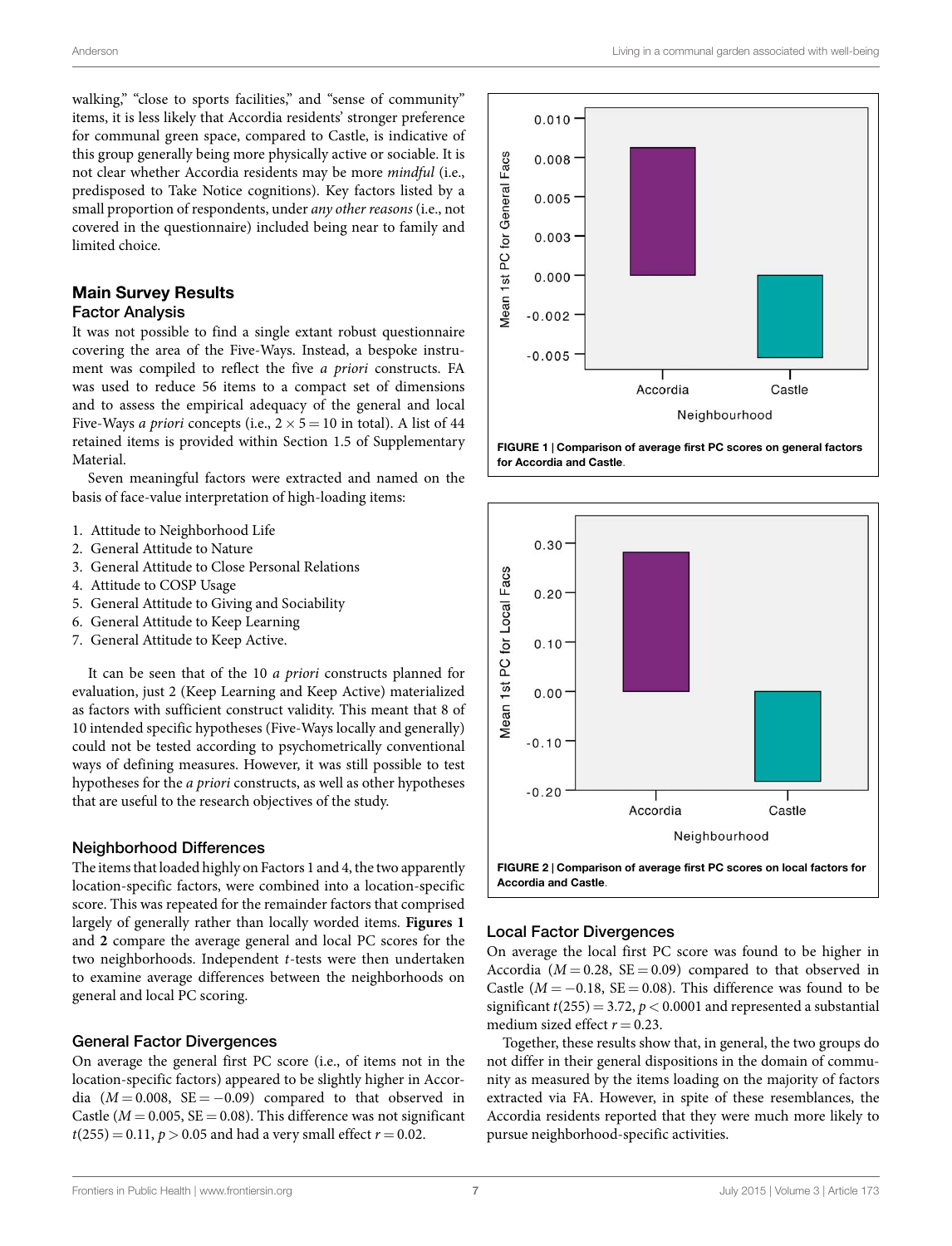walking," "close to sports facilities," and "sense of community" items, it is less likely that Accordia residents' stronger preference for communal green space, compared to Castle, is indicative of this group generally being more physically active or sociable. It is not clear whether Accordia residents may be more *mindful* (i.e., predisposed to Take Notice cognitions). Key factors listed by a small proportion of respondents, under *any other reasons* (i.e., not covered in the questionnaire) included being near to family and limited choice.

## Main Survey Results

### Factor Analysis

It was not possible to find a single extant robust questionnaire covering the area of the Five-Ways. Instead, a bespoke instrument was compiled to reflect the five *a priori* constructs. FA was used to reduce 56 items to a compact set of dimensions and to assess the empirical adequacy of the general and local Five-Ways *a priori* concepts (i.e., $2 \times 5 = 10$ in total). A list of 44 retained items is provided within Section 1.5 of Supplementary Material.

Seven meaningful factors were extracted and named on the basis of face-value interpretation of high-loading items:

1. Attitude to Neighborhood Life
2. General Attitude to Nature
3. General Attitude to Close Personal Relations
4. Attitude to COSP Usage
5. General Attitude to Giving and Sociability
6. General Attitude to Keep Learning
7. General Attitude to Keep Active.

It can be seen that of the 10 *a priori* constructs planned for evaluation, just 2 (Keep Learning and Keep Active) materialized as factors with sufficient construct validity. This meant that 8 of 10 intended specific hypotheses (Five-Ways locally and generally) could not be tested according to psychometrically conventional ways of defining measures. However, it was still possible to test hypotheses for the *a priori* constructs, as well as other hypotheses that are useful to the research objectives of the study.

### Neighborhood Differences

The items that loaded highly on Factors 1 and 4, the two apparently location-specific factors, were combined into a location-specific score. This was repeated for the remainder factors that comprised largely of generally rather than locally worded items. **Figures 1** and **2** compare the average general and local PC scores for the two neighborhoods. Independent *t*-tests were then undertaken to examine average differences between the neighborhoods on general and local PC scoring.

### General Factor Divergences

On average the general first PC score (i.e., of items not in the location-specific factors) appeared to be slightly higher in Accordia ($M = 0.008$, $SE = -0.09$) compared to that observed in Castle ($M = 0.005$, $SE = 0.08$). This difference was not significant $t(255) = 0.11$, $p > 0.05$ and had a very small effect $r = 0.02$.

**FIGURE 1 | Comparison of average first PC scores on general factors for Accordia and Castle**.

**FIGURE 2 | Comparison of average first PC scores on local factors for Accordia and Castle**.

### Local Factor Divergences

On average the local first PC score was found to be higher in Accordia ($M = 0.28$, $SE = 0.09$) compared to that observed in Castle ($M = -0.18$, $SE = 0.08$). This difference was found to be significant $t(255) = 3.72$, $p < 0.0001$ and represented a substantial medium sized effect $r = 0.23$.

Together, these results show that, in general, the two groups do not differ in their general dispositions in the domain of community as measured by the items loading on the majority of factors extracted via FA. However, in spite of these resemblances, the Accordia residents reported that they were much more likely to pursue neighborhood-specific activities.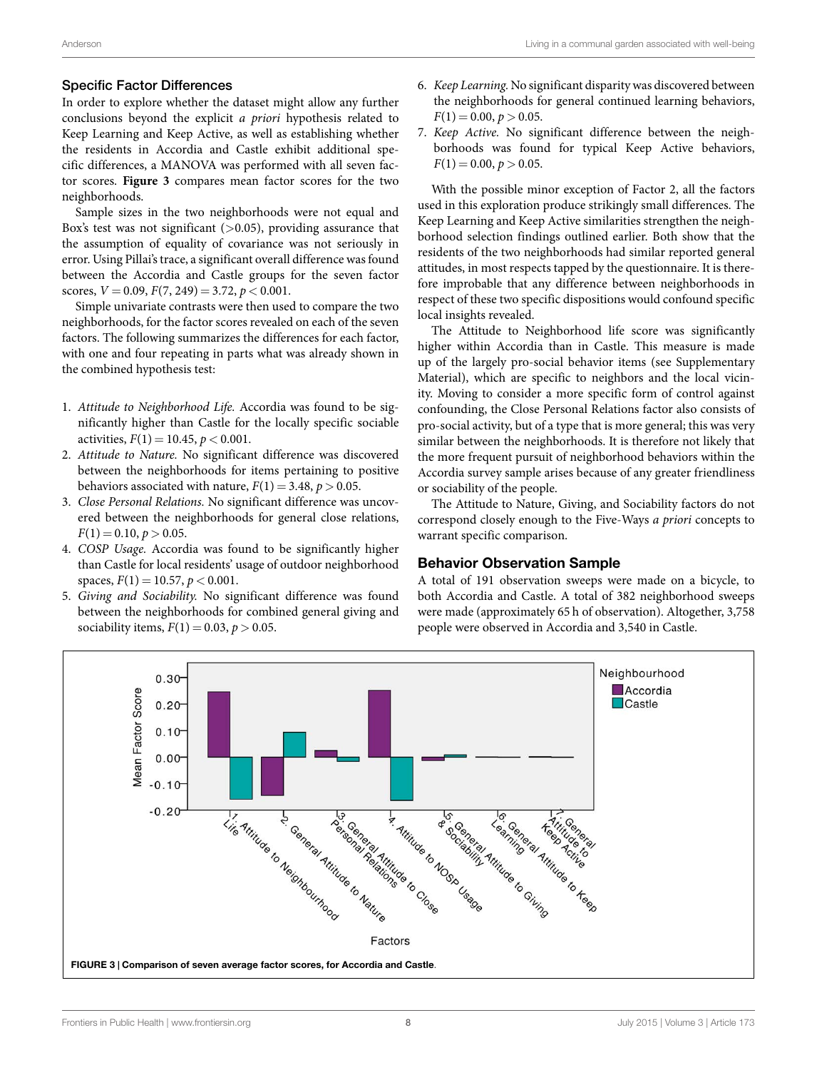### Specific Factor Differences

In order to explore whether the dataset might allow any further conclusions beyond the explicit *a priori* hypothesis related to Keep Learning and Keep Active, as well as establishing whether the residents in Accordia and Castle exhibit additional specific differences, a MANOVA was performed with all seven factor scores. **Figure 3** compares mean factor scores for the two neighborhoods.

Sample sizes in the two neighborhoods were not equal and Box's test was not significant (>0.05), providing assurance that the assumption of equality of covariance was not seriously in error. Using Pillai's trace, a significant overall difference was found between the Accordia and Castle groups for the seven factor scores, $V = 0.09$, $F(7, 249) = 3.72$, $p < 0.001$.

Simple univariate contrasts were then used to compare the two neighborhoods, for the factor scores revealed on each of the seven factors. The following summarizes the differences for each factor, with one and four repeating in parts what was already shown in the combined hypothesis test:

1. *Attitude to Neighborhood Life.* Accordia was found to be significantly higher than Castle for the locally specific sociable activities, $F(1) = 10.45$, $p < 0.001$.
2. *Attitude to Nature.* No significant difference was discovered between the neighborhoods for items pertaining to positive behaviors associated with nature, $F(1) = 3.48$, $p > 0.05$.
3. *Close Personal Relations.* No significant difference was uncovered between the neighborhoods for general close relations, $F(1) = 0.10$, $p > 0.05$.
4. *COSP Usage.* Accordia was found to be significantly higher than Castle for local residents' usage of outdoor neighborhood spaces, $F(1) = 10.57$, $p < 0.001$.
5. *Giving and Sociability.* No significant difference was found between the neighborhoods for combined general giving and sociability items, $F(1) = 0.03$, $p > 0.05$.
6. *Keep Learning.* No significant disparity was discovered between the neighborhoods for general continued learning behaviors, $F(1) = 0.00$, $p > 0.05$.
7. *Keep Active.* No significant difference between the neighborhoods was found for typical Keep Active behaviors, $F(1) = 0.00$, $p > 0.05$.

With the possible minor exception of Factor 2, all the factors used in this exploration produce strikingly small differences. The Keep Learning and Keep Active similarities strengthen the neighborhood selection findings outlined earlier. Both show that the residents of the two neighborhoods had similar reported general attitudes, in most respects tapped by the questionnaire. It is therefore improbable that any difference between neighborhoods in respect of these two specific dispositions would confound specific local insights revealed.

The Attitude to Neighborhood life score was significantly higher within Accordia than in Castle. This measure is made up of the largely pro-social behavior items (see Supplementary Material), which are specific to neighbors and the local vicinity. Moving to consider a more specific form of control against confounding, the Close Personal Relations factor also consists of pro-social activity, but of a type that is more general; this was very similar between the neighborhoods. It is therefore not likely that the more frequent pursuit of neighborhood behaviors within the Accordia survey sample arises because of any greater friendliness or sociability of the people.

The Attitude to Nature, Giving, and Sociability factors do not correspond closely enough to the Five-Ways *a priori* concepts to warrant specific comparison.

## Behavior Observation Sample

A total of 191 observation sweeps were made on a bicycle, to both Accordia and Castle. A total of 382 neighborhood sweeps were made (approximately 65 h of observation). Altogether, 3,758 people were observed in Accordia and 3,540 in Castle.

**FIGURE 3 | Comparison of seven average factor scores, for Accordia and Castle.**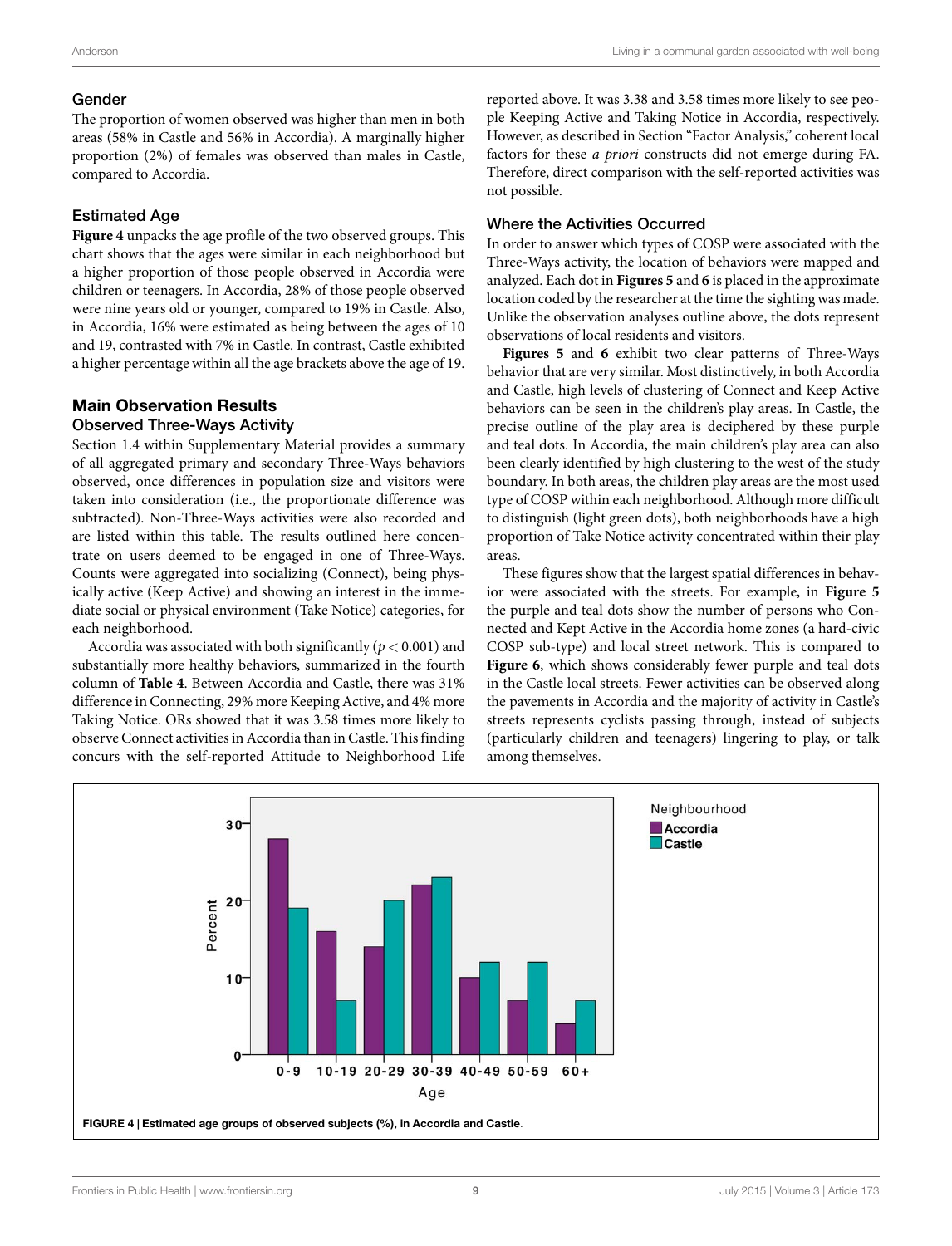### Gender

The proportion of women observed was higher than men in both areas (58% in Castle and 56% in Accordia). A marginally higher proportion (2%) of females was observed than males in Castle, compared to Accordia.

### Estimated Age

**Figure 4** unpacks the age profile of the two observed groups. This chart shows that the ages were similar in each neighborhood but a higher proportion of those people observed in Accordia were children or teenagers. In Accordia, 28% of those people observed were nine years old or younger, compared to 19% in Castle. Also, in Accordia, 16% were estimated as being between the ages of 10 and 19, contrasted with 7% in Castle. In contrast, Castle exhibited a higher percentage within all the age brackets above the age of 19.

## Main Observation Results

### Observed Three-Ways Activity

Section 1.4 within Supplementary Material provides a summary of all aggregated primary and secondary Three-Ways behaviors observed, once differences in population size and visitors were taken into consideration (i.e., the proportionate difference was subtracted). Non-Three-Ways activities were also recorded and are listed within this table. The results outlined here concentrate on users deemed to be engaged in one of Three-Ways. Counts were aggregated into socializing (Connect), being physically active (Keep Active) and showing an interest in the immediate social or physical environment (Take Notice) categories, for each neighborhood.

Accordia was associated with both significantly ($p < 0.001$) and substantially more healthy behaviors, summarized in the fourth column of **Table 4**. Between Accordia and Castle, there was 31% difference in Connecting, 29% more Keeping Active, and 4% more Taking Notice. ORs showed that it was 3.58 times more likely to observe Connect activities in Accordia than in Castle. This finding concurs with the self-reported Attitude to Neighborhood Life reported above. It was 3.38 and 3.58 times more likely to see people Keeping Active and Taking Notice in Accordia, respectively. However, as described in Section "Factor Analysis," coherent local factors for these *a priori* constructs did not emerge during FA. Therefore, direct comparison with the self-reported activities was not possible.

### Where the Activities Occurred

In order to answer which types of COSP were associated with the Three-Ways activity, the location of behaviors were mapped and analyzed. Each dot in **Figures 5** and **6** is placed in the approximate location coded by the researcher at the time the sighting was made. Unlike the observation analyses outline above, the dots represent observations of local residents and visitors.

**Figures 5** and **6** exhibit two clear patterns of Three-Ways behavior that are very similar. Most distinctively, in both Accordia and Castle, high levels of clustering of Connect and Keep Active behaviors can be seen in the children's play areas. In Castle, the precise outline of the play area is deciphered by these purple and teal dots. In Accordia, the main children's play area can also been clearly identified by high clustering to the west of the study boundary. In both areas, the children play areas are the most used type of COSP within each neighborhood. Although more difficult to distinguish (light green dots), both neighborhoods have a high proportion of Take Notice activity concentrated within their play areas.

These figures show that the largest spatial differences in behavior were associated with the streets. For example, in **Figure 5** the purple and teal dots show the number of persons who Connected and Kept Active in the Accordia home zones (a hard-civic COSP sub-type) and local street network. This is compared to **Figure 6**, which shows considerably fewer purple and teal dots in the Castle local streets. Fewer activities can be observed along the pavements in Accordia and the majority of activity in Castle's streets represents cyclists passing through, instead of subjects (particularly children and teenagers) lingering to play, or talk among themselves.

**FIGURE 4 | Estimated age groups of observed subjects (%), in Accordia and Castle.**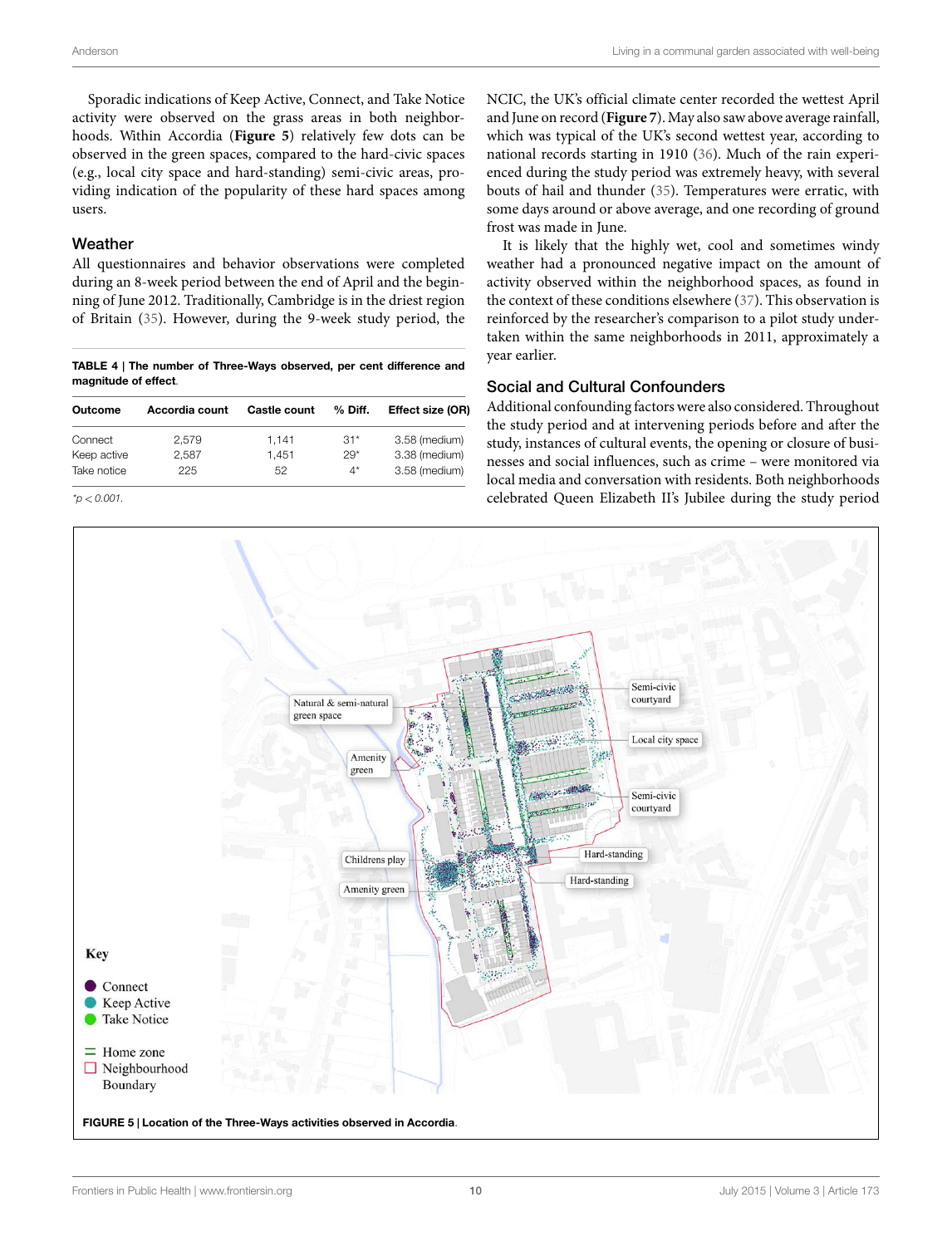Sporadic indications of Keep Active, Connect, and Take Notice activity were observed on the grass areas in both neighborhoods. Within Accordia (**Figure 5**) relatively few dots can be observed in the green spaces, compared to the hard-civic spaces (e.g., local city space and hard-standing) semi-civic areas, providing indication of the popularity of these hard spaces among users.

## Weather

All questionnaires and behavior observations were completed during an 8-week period between the end of April and the beginning of June 2012. Traditionally, Cambridge is in the driest region of Britain (35). However, during the 9-week study period, the NCIC, the UK's official climate center recorded the wettest April and June on record (**Figure 7**). May also saw above average rainfall, which was typical of the UK's second wettest year, according to national records starting in 1910 (36). Much of the rain experienced during the study period was extremely heavy, with several bouts of hail and thunder (35). Temperatures were erratic, with some days around or above average, and one recording of ground frost was made in June.

It is likely that the highly wet, cool and sometimes windy weather had a pronounced negative impact on the amount of activity observed within the neighborhood spaces, as found in the context of these conditions elsewhere (37). This observation is reinforced by the researcher's comparison to a pilot study undertaken within the same neighborhoods in 2011, approximately a year earlier.

**TABLE 4 | The number of Three-Ways observed, per cent difference and magnitude of effect.**

| Outcome | Accordia count | Castle count | % Diff. | Effect size (OR) |
|---|---|---|---|---|
| Connect | 2,579 | 1,141 | 31* | 3.58 (medium) |
| Keep active | 2,587 | 1,451 | 29* | 3.38 (medium) |
| Take notice | 225 | 52 | 4* | 3.58 (medium) |

*$p < 0.001$.

## Social and Cultural Confounders

Additional confounding factors were also considered. Throughout the study period and at intervening periods before and after the study, instances of cultural events, the opening or closure of businesses and social influences, such as crime – were monitored via local media and conversation with residents. Both neighborhoods celebrated Queen Elizabeth II's Jubilee during the study period

**FIGURE 5 | Location of the Three-Ways activities observed in Accordia.**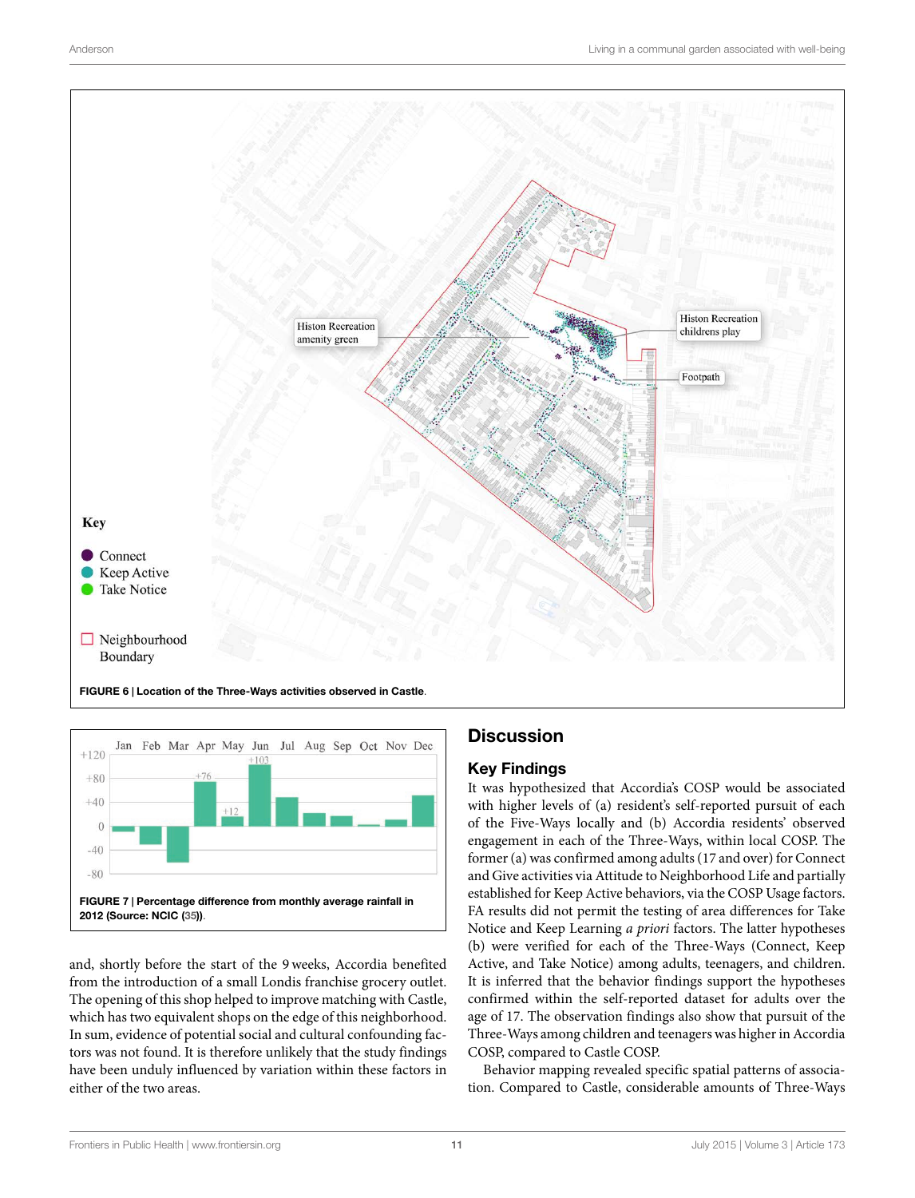FIGURE 6 | Location of the Three-Ways activities observed in Castle.

FIGURE 7 | Percentage difference from monthly average rainfall in 2012 (Source: NCIC (35)).

and, shortly before the start of the 9 weeks, Accordia benefited from the introduction of a small Londis franchise grocery outlet. The opening of this shop helped to improve matching with Castle, which has two equivalent shops on the edge of this neighborhood. In sum, evidence of potential social and cultural confounding factors was not found. It is therefore unlikely that the study findings have been unduly influenced by variation within these factors in either of the two areas.

## Discussion

### Key Findings

It was hypothesized that Accordia's COSP would be associated with higher levels of (a) resident's self-reported pursuit of each of the Five-Ways locally and (b) Accordia residents' observed engagement in each of the Three-Ways, within local COSP. The former (a) was confirmed among adults (17 and over) for Connect and Give activities via Attitude to Neighborhood Life and partially established for Keep Active behaviors, via the COSP Usage factors. FA results did not permit the testing of area differences for Take Notice and Keep Learning *a priori* factors. The latter hypotheses (b) were verified for each of the Three-Ways (Connect, Keep Active, and Take Notice) among adults, teenagers, and children. It is inferred that the behavior findings support the hypotheses confirmed within the self-reported dataset for adults over the age of 17. The observation findings also show that pursuit of the Three-Ways among children and teenagers was higher in Accordia COSP, compared to Castle COSP.

Behavior mapping revealed specific spatial patterns of association. Compared to Castle, considerable amounts of Three-Ways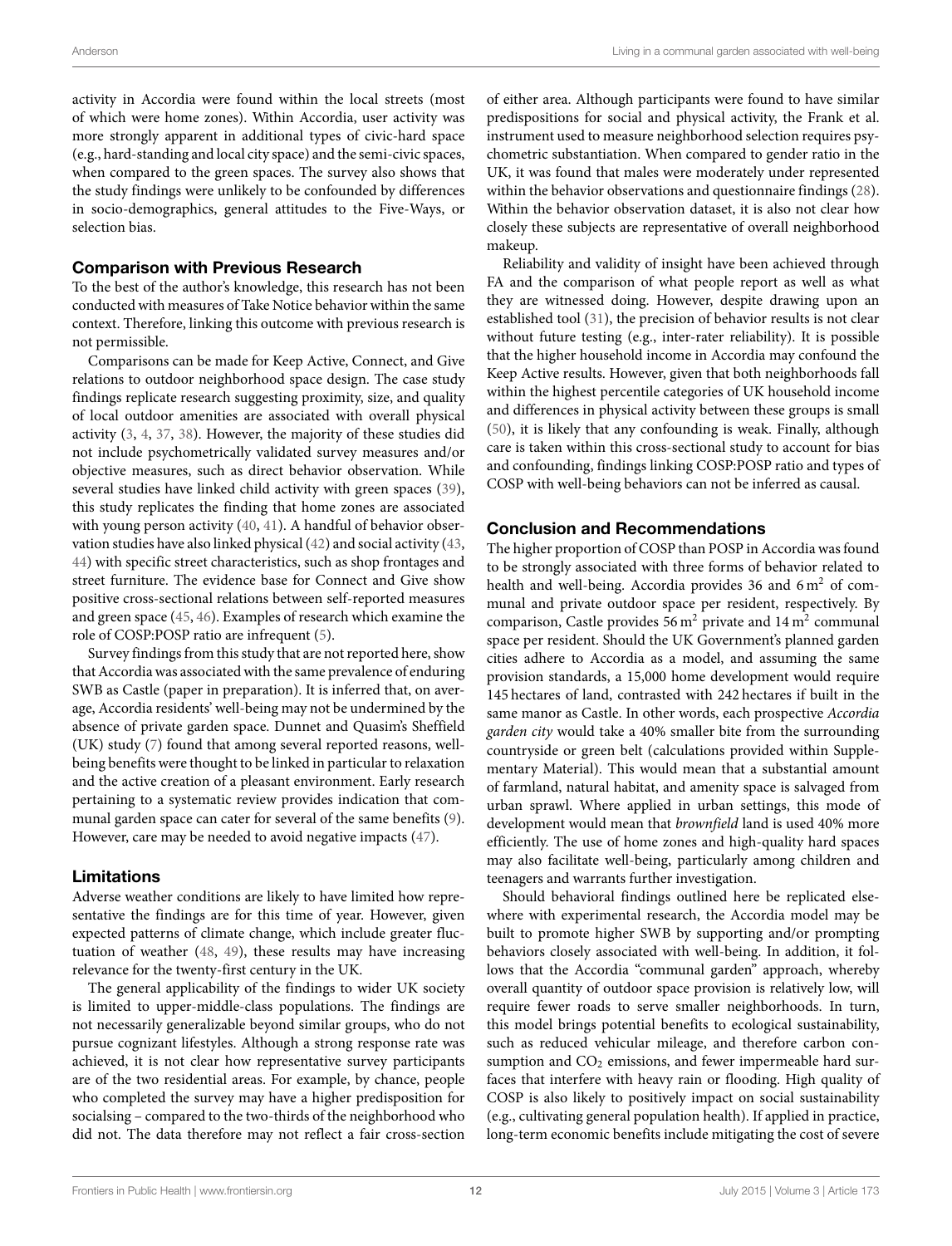activity in Accordia were found within the local streets (most of which were home zones). Within Accordia, user activity was more strongly apparent in additional types of civic-hard space (e.g., hard-standing and local city space) and the semi-civic spaces, when compared to the green spaces. The survey also shows that the study findings were unlikely to be confounded by differences in socio-demographics, general attitudes to the Five-Ways, or selection bias.

## Comparison with Previous Research

To the best of the author's knowledge, this research has not been conducted with measures of Take Notice behavior within the same context. Therefore, linking this outcome with previous research is not permissible.

Comparisons can be made for Keep Active, Connect, and Give relations to outdoor neighborhood space design. The case study findings replicate research suggesting proximity, size, and quality of local outdoor amenities are associated with overall physical activity (3, 4, 37, 38). However, the majority of these studies did not include psychometrically validated survey measures and/or objective measures, such as direct behavior observation. While several studies have linked child activity with green spaces (39), this study replicates the finding that home zones are associated with young person activity (40, 41). A handful of behavior observation studies have also linked physical (42) and social activity (43, 44) with specific street characteristics, such as shop frontages and street furniture. The evidence base for Connect and Give show positive cross-sectional relations between self-reported measures and green space (45, 46). Examples of research which examine the role of COSP:POSP ratio are infrequent (5).

Survey findings from this study that are not reported here, show that Accordia was associated with the same prevalence of enduring SWB as Castle (paper in preparation). It is inferred that, on average, Accordia residents' well-being may not be undermined by the absence of private garden space. Dunnet and Quasim's Sheffield (UK) study (7) found that among several reported reasons, well-being benefits were thought to be linked in particular to relaxation and the active creation of a pleasant environment. Early research pertaining to a systematic review provides indication that communal garden space can cater for several of the same benefits (9). However, care may be needed to avoid negative impacts (47).

## Limitations

Adverse weather conditions are likely to have limited how representative the findings are for this time of year. However, given expected patterns of climate change, which include greater fluctuation of weather (48, 49), these results may have increasing relevance for the twenty-first century in the UK.

The general applicability of the findings to wider UK society is limited to upper-middle-class populations. The findings are not necessarily generalizable beyond similar groups, who do not pursue cognizant lifestyles. Although a strong response rate was achieved, it is not clear how representative survey participants are of the two residential areas. For example, by chance, people who completed the survey may have a higher predisposition for socialsing – compared to the two-thirds of the neighborhood who did not. The data therefore may not reflect a fair cross-section of either area. Although participants were found to have similar predispositions for social and physical activity, the Frank et al. instrument used to measure neighborhood selection requires psychometric substantiation. When compared to gender ratio in the UK, it was found that males were moderately under represented within the behavior observations and questionnaire findings (28). Within the behavior observation dataset, it is also not clear how closely these subjects are representative of overall neighborhood makeup.

Reliability and validity of insight have been achieved through FA and the comparison of what people report as well as what they are witnessed doing. However, despite drawing upon an established tool (31), the precision of behavior results is not clear without future testing (e.g., inter-rater reliability). It is possible that the higher household income in Accordia may confound the Keep Active results. However, given that both neighborhoods fall within the highest percentile categories of UK household income and differences in physical activity between these groups is small (50), it is likely that any confounding is weak. Finally, although care is taken within this cross-sectional study to account for bias and confounding, findings linking COSP:POSP ratio and types of COSP with well-being behaviors can not be inferred as causal.

## Conclusion and Recommendations

The higher proportion of COSP than POSP in Accordia was found to be strongly associated with three forms of behavior related to health and well-being. Accordia provides 36 and 6 $m^2$ of communal and private outdoor space per resident, respectively. By comparison, Castle provides 56 $m^2$ private and 14 $m^2$ communal space per resident. Should the UK Government's planned garden cities adhere to Accordia as a model, and assuming the same provision standards, a 15,000 home development would require 145 hectares of land, contrasted with 242 hectares if built in the same manor as Castle. In other words, each prospective *Accordia garden city* would take a 40% smaller bite from the surrounding countryside or green belt (calculations provided within Supplementary Material). This would mean that a substantial amount of farmland, natural habitat, and amenity space is salvaged from urban sprawl. Where applied in urban settings, this mode of development would mean that *brownfield* land is used 40% more efficiently. The use of home zones and high-quality hard spaces may also facilitate well-being, particularly among children and teenagers and warrants further investigation.

Should behavioral findings outlined here be replicated elsewhere with experimental research, the Accordia model may be built to promote higher SWB by supporting and/or prompting behaviors closely associated with well-being. In addition, it follows that the Accordia "communal garden" approach, whereby overall quantity of outdoor space provision is relatively low, will require fewer roads to serve smaller neighborhoods. In turn, this model brings potential benefits to ecological sustainability, such as reduced vehicular mileage, and therefore carbon consumption and $CO_2$ emissions, and fewer impermeable hard surfaces that interfere with heavy rain or flooding. High quality of COSP is also likely to positively impact on social sustainability (e.g., cultivating general population health). If applied in practice, long-term economic benefits include mitigating the cost of severe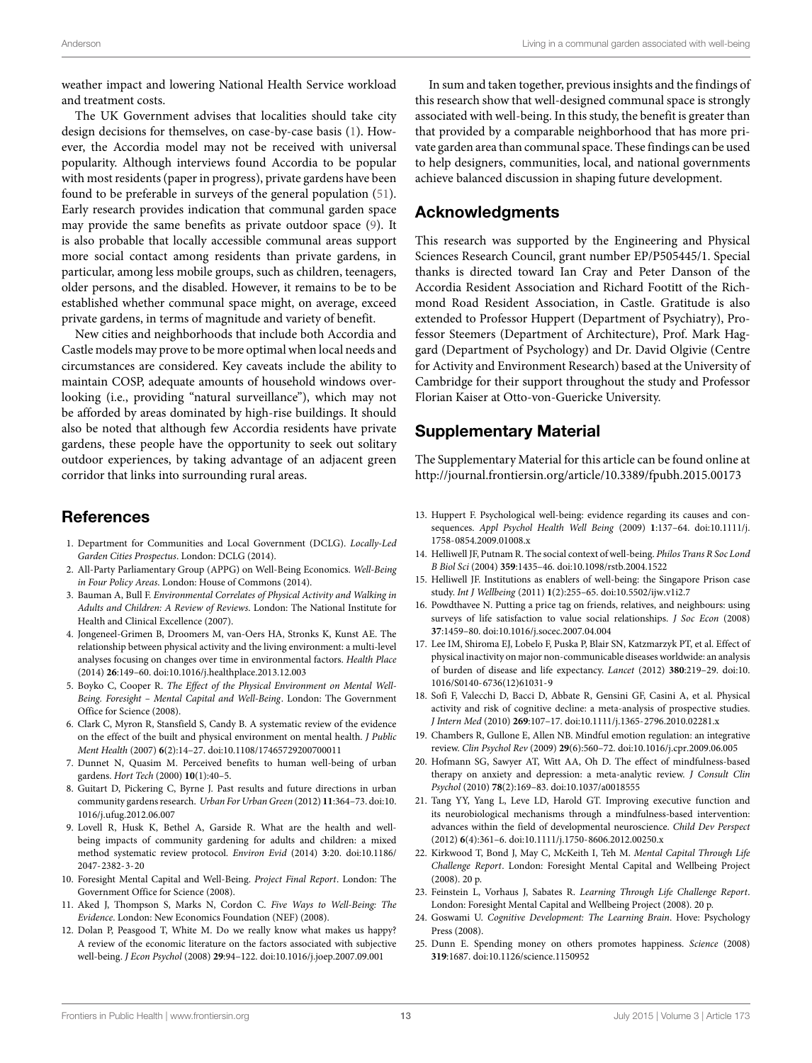weather impact and lowering National Health Service workload and treatment costs.

The UK Government advises that localities should take city design decisions for themselves, on case-by-case basis (1). However, the Accordia model may not be received with universal popularity. Although interviews found Accordia to be popular with most residents (paper in progress), private gardens have been found to be preferable in surveys of the general population (51). Early research provides indication that communal garden space may provide the same benefits as private outdoor space (9). It is also probable that locally accessible communal areas support more social contact among residents than private gardens, in particular, among less mobile groups, such as children, teenagers, older persons, and the disabled. However, it remains to be to be established whether communal space might, on average, exceed private gardens, in terms of magnitude and variety of benefit.

New cities and neighborhoods that include both Accordia and Castle models may prove to be more optimal when local needs and circumstances are considered. Key caveats include the ability to maintain COSP, adequate amounts of household windows overlooking (i.e., providing "natural surveillance"), which may not be afforded by areas dominated by high-rise buildings. It should also be noted that although few Accordia residents have private gardens, these people have the opportunity to seek out solitary outdoor experiences, by taking advantage of an adjacent green corridor that links into surrounding rural areas.

In sum and taken together, previous insights and the findings of this research show that well-designed communal space is strongly associated with well-being. In this study, the benefit is greater than that provided by a comparable neighborhood that has more private garden area than communal space. These findings can be used to help designers, communities, local, and national governments achieve balanced discussion in shaping future development.

## Acknowledgments

This research was supported by the Engineering and Physical Sciences Research Council, grant number EP/P505445/1. Special thanks is directed toward Ian Cray and Peter Danson of the Accordia Resident Association and Richard Footitt of the Richmond Road Resident Association, in Castle. Gratitude is also extended to Professor Huppert (Department of Psychiatry), Professor Steemers (Department of Architecture), Prof. Mark Haggard (Department of Psychology) and Dr. David Olgivie (Centre for Activity and Environment Research) based at the University of Cambridge for their support throughout the study and Professor Florian Kaiser at Otto-von-Guericke University.

## Supplementary Material

The Supplementary Material for this article can be found online at http://journal.frontiersin.org/article/10.3389/fpubh.2015.00173

## References

1. Department for Communities and Local Government (DCLG). *Locally-Led Garden Cities Prospectus*. London: DCLG (2014).
2. All-Party Parliamentary Group (APPG) on Well-Being Economics. *Well-Being in Four Policy Areas*. London: House of Commons (2014).
3. Bauman A, Bull F. *Environmental Correlates of Physical Activity and Walking in Adults and Children: A Review of Reviews*. London: The National Institute for Health and Clinical Excellence (2007).
4. Jongeneel-Grimen B, Droomers M, van-Oers HA, Stronks K, Kunst AE. The relationship between physical activity and the living environment: a multi-level analyses focusing on changes over time in environmental factors. *Health Place* (2014) **26**:149–60. doi:10.1016/j.healthplace.2013.12.003
5. Boyko C, Cooper R. *The Effect of the Physical Environment on Mental Well-Being. Foresight – Mental Capital and Well-Being*. London: The Government Office for Science (2008).
6. Clark C, Myron R, Stansfield S, Candy B. A systematic review of the evidence on the effect of the built and physical environment on mental health. *J Public Ment Health* (2007) **6**(2):14–27. doi:10.1108/17465729200700011
7. Dunnet N, Quasim M. Perceived benefits to human well-being of urban gardens. *Hort Tech* (2000) **10**(1):40–5.
8. Guitart D, Pickering C, Byrne J. Past results and future directions in urban community gardens research. *Urban For Urban Green* (2012) **11**:364–73. doi:10.1016/j.ufug.2012.06.007
9. Lovell R, Husk K, Bethel A, Garside R. What are the health and well-being impacts of community gardening for adults and children: a mixed method systematic review protocol. *Environ Evid* (2014) **3**:20. doi:10.1186/2047-2382-3-20
10. Foresight Mental Capital and Well-Being. *Project Final Report*. London: The Government Office for Science (2008).
11. Aked J, Thompson S, Marks N, Cordon C. *Five Ways to Well-Being: The Evidence*. London: New Economics Foundation (NEF) (2008).
12. Dolan P, Peasgood T, White M. Do we really know what makes us happy? A review of the economic literature on the factors associated with subjective well-being. *J Econ Psychol* (2008) **29**:94–122. doi:10.1016/j.joep.2007.09.001
13. Huppert F. Psychological well-being: evidence regarding its causes and consequences. *Appl Psychol Health Well Being* (2009) **1**:137–64. doi:10.1111/j.1758-0854.2009.01008.x
14. Helliwell JF, Putnam R. The social context of well-being. *Philos Trans R Soc Lond B Biol Sci* (2004) **359**:1435–46. doi:10.1098/rstb.2004.1522
15. Helliwell JF. Institutions as enablers of well-being: the Singapore Prison case study. *Int J Wellbeing* (2011) **1**(2):255–65. doi:10.5502/ijw.v1i2.7
16. Powdthavee N. Putting a price tag on friends, relatives, and neighbours: using surveys of life satisfaction to value social relationships. *J Soc Econ* (2008) **37**:1459–80. doi:10.1016/j.socec.2007.04.004
17. Lee IM, Shiroma EJ, Lobelo F, Puska P, Blair SN, Katzmarzyk PT, et al. Effect of physical inactivity on major non-communicable diseases worldwide: an analysis of burden of disease and life expectancy. *Lancet* (2012) **380**:219–29. doi:10.1016/S0140-6736(12)61031-9
18. Sofi F, Valecchi D, Bacci D, Abbate R, Gensini GF, Casini A, et al. Physical activity and risk of cognitive decline: a meta-analysis of prospective studies. *J Intern Med* (2010) **269**:107–17. doi:10.1111/j.1365-2796.2010.02281.x
19. Chambers R, Gullone E, Allen NB. Mindful emotion regulation: an integrative review. *Clin Psychol Rev* (2009) **29**(6):560–72. doi:10.1016/j.cpr.2009.06.005
20. Hofmann SG, Sawyer AT, Witt AA, Oh D. The effect of mindfulness-based therapy on anxiety and depression: a meta-analytic review. *J Consult Clin Psychol* (2010) **78**(2):169–83. doi:10.1037/a0018555
21. Tang YY, Yang L, Leve LD, Harold GT. Improving executive function and its neurobiological mechanisms through a mindfulness-based intervention: advances within the field of developmental neuroscience. *Child Dev Perspect* (2012) **6**(4):361–6. doi:10.1111/j.1750-8606.2012.00250.x
22. Kirkwood T, Bond J, May C, McKeith I, Teh M. *Mental Capital Through Life Challenge Report*. London: Foresight Mental Capital and Wellbeing Project (2008). 20 p.
23. Feinstein L, Vorhaus J, Sabates R. *Learning Through Life Challenge Report*. London: Foresight Mental Capital and Wellbeing Project (2008). 20 p.
24. Goswami U. *Cognitive Development: The Learning Brain*. Hove: Psychology Press (2008).
25. Dunn E. Spending money on others promotes happiness. *Science* (2008) **319**:1687. doi:10.1126/science.1150952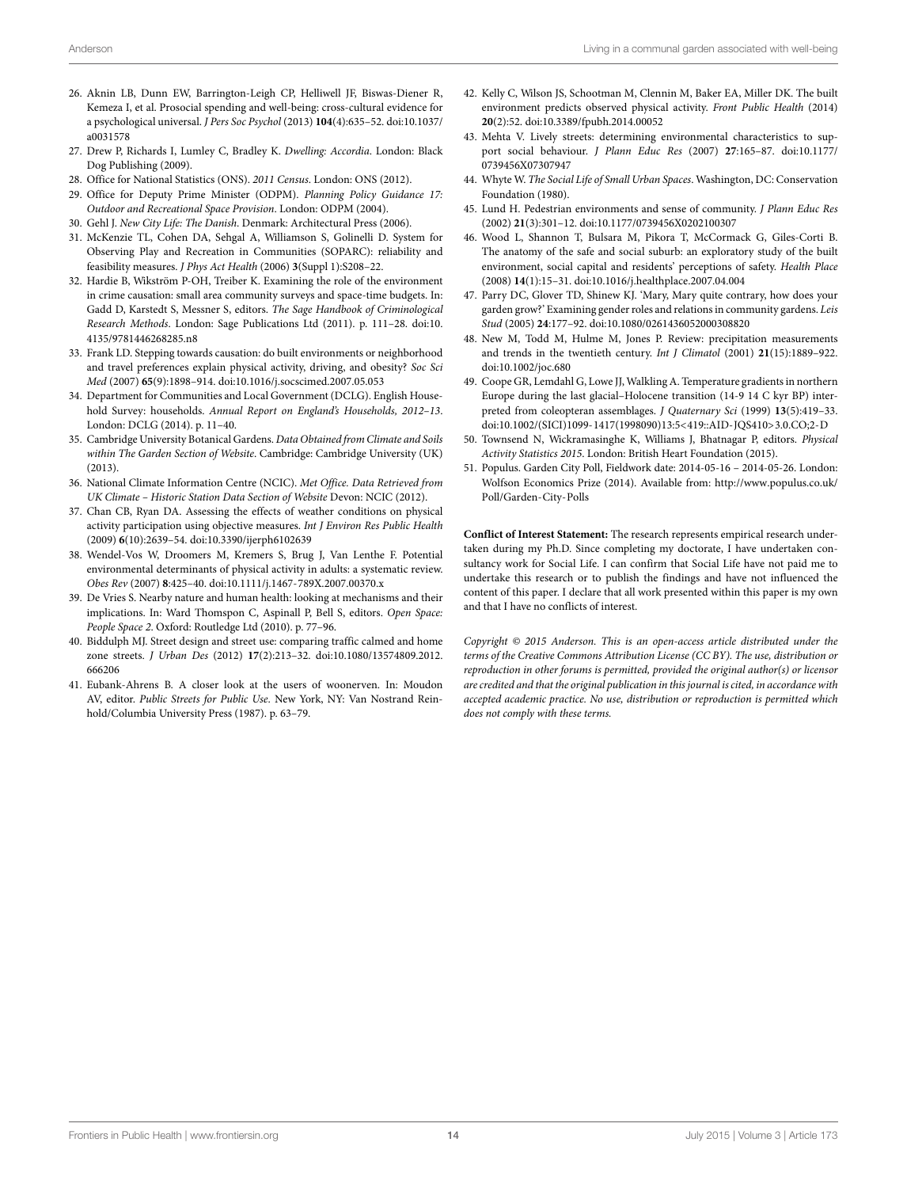26. Aknin LB, Dunn EW, Barrington-Leigh CP, Helliwell JF, Biswas-Diener R, Kemeza I, et al. Prosocial spending and well-being: cross-cultural evidence for a psychological universal. *J Pers Soc Psychol* (2013) **104**(4):635–52. doi:10.1037/a0031578
27. Drew P, Richards I, Lumley C, Bradley K. *Dwelling: Accordia*. London: Black Dog Publishing (2009).
28. Office for National Statistics (ONS). *2011 Census*. London: ONS (2012).
29. Office for Deputy Prime Minister (ODPM). *Planning Policy Guidance 17: Outdoor and Recreational Space Provision*. London: ODPM (2004).
30. Gehl J. *New City Life: The Danish*. Denmark: Architectural Press (2006).
31. McKenzie TL, Cohen DA, Sehgal A, Williamson S, Golinelli D. System for Observing Play and Recreation in Communities (SOPARC): reliability and feasibility measures. *J Phys Act Health* (2006) **3**(Suppl 1):S208–22.
32. Hardie B, Wikström P-OH, Treiber K. Examining the role of the environment in crime causation: small area community surveys and space-time budgets. In: Gadd D, Karstedt S, Messner S, editors. *The Sage Handbook of Criminological Research Methods*. London: Sage Publications Ltd (2011). p. 111–28. doi:10.4135/9781446268285.n8
33. Frank LD. Stepping towards causation: do built environments or neighborhood and travel preferences explain physical activity, driving, and obesity? *Soc Sci Med* (2007) **65**(9):1898–914. doi:10.1016/j.socscimed.2007.05.053
34. Department for Communities and Local Government (DCLG). English Household Survey: households. *Annual Report on England's Households, 2012–13*. London: DCLG (2014). p. 11–40.
35. Cambridge University Botanical Gardens. *Data Obtained from Climate and Soils within The Garden Section of Website*. Cambridge: Cambridge University (UK) (2013).
36. National Climate Information Centre (NCIC). *Met Office. Data Retrieved from UK Climate – Historic Station Data Section of Website* Devon: NCIC (2012).
37. Chan CB, Ryan DA. Assessing the effects of weather conditions on physical activity participation using objective measures. *Int J Environ Res Public Health* (2009) **6**(10):2639–54. doi:10.3390/ijerph6102639
38. Wendel-Vos W, Droomers M, Kremers S, Brug J, Van Lenthe F. Potential environmental determinants of physical activity in adults: a systematic review. *Obes Rev* (2007) **8**:425–40. doi:10.1111/j.1467-789X.2007.00370.x
39. De Vries S. Nearby nature and human health: looking at mechanisms and their implications. In: Ward Thomspon C, Aspinall P, Bell S, editors. *Open Space: People Space 2*. Oxford: Routledge Ltd (2010). p. 77–96.
40. Biddulph MJ. Street design and street use: comparing traffic calmed and home zone streets. *J Urban Des* (2012) **17**(2):213–32. doi:10.1080/13574809.2012.666206
41. Eubank-Ahrens B. A closer look at the users of woonerven. In: Moudon AV, editor. *Public Streets for Public Use*. New York, NY: Van Nostrand Reinhold/Columbia University Press (1987). p. 63–79.
42. Kelly C, Wilson JS, Schootman M, Clennin M, Baker EA, Miller DK. The built environment predicts observed physical activity. *Front Public Health* (2014) **20**(2):52. doi:10.3389/fpubh.2014.00052
43. Mehta V. Lively streets: determining environmental characteristics to support social behaviour. *J Plann Educ Res* (2007) **27**:165–87. doi:10.1177/0739456X07307947
44. Whyte W. *The Social Life of Small Urban Spaces*. Washington, DC: Conservation Foundation (1980).
45. Lund H. Pedestrian environments and sense of community. *J Plann Educ Res* (2002) **21**(3):301–12. doi:10.1177/0739456X0202100307
46. Wood L, Shannon T, Bulsara M, Pikora T, McCormack G, Giles-Corti B. The anatomy of the safe and social suburb: an exploratory study of the built environment, social capital and residents' perceptions of safety. *Health Place* (2008) **14**(1):15–31. doi:10.1016/j.healthplace.2007.04.004
47. Parry DC, Glover TD, Shinew KJ. 'Mary, Mary quite contrary, how does your garden grow?' Examining gender roles and relations in community gardens. *Leis Stud* (2005) **24**:177–92. doi:10.1080/0261436052000308820
48. New M, Todd M, Hulme M, Jones P. Review: precipitation measurements and trends in the twentieth century. *Int J Climatol* (2001) **21**(15):1889–922. doi:10.1002/joc.680
49. Coope GR, Lemdahl G, Lowe JJ, Walkling A. Temperature gradients in northern Europe during the last glacial–Holocene transition (14-9 14 C kyr BP) interpreted from coleopteran assemblages. *J Quaternary Sci* (1999) **13**(5):419–33. doi:10.1002/(SICI)1099-1417(1998090)13:5<419::AID-JQS410>3.0.CO;2-D
50. Townsend N, Wickramasinghe K, Williams J, Bhatnagar P, editors. *Physical Activity Statistics 2015*. London: British Heart Foundation (2015).
51. Populus. Garden City Poll, Fieldwork date: 2014-05-16 – 2014-05-26. London: Wolfson Economics Prize (2014). Available from: http://www.populus.co.uk/Poll/Garden-City-Polls

**Conflict of Interest Statement:** The research represents empirical research undertaken during my Ph.D. Since completing my doctorate, I have undertaken consultancy work for Social Life. I can confirm that Social Life have not paid me to undertake this research or to publish the findings and have not influenced the content of this paper. I declare that all work presented within this paper is my own and that I have no conflicts of interest.

*Copyright © 2015 Anderson. This is an open-access article distributed under the terms of the Creative Commons Attribution License (CC BY). The use, distribution or reproduction in other forums is permitted, provided the original author(s) or licensor are credited and that the original publication in this journal is cited, in accordance with accepted academic practice. No use, distribution or reproduction is permitted which does not comply with these terms.*